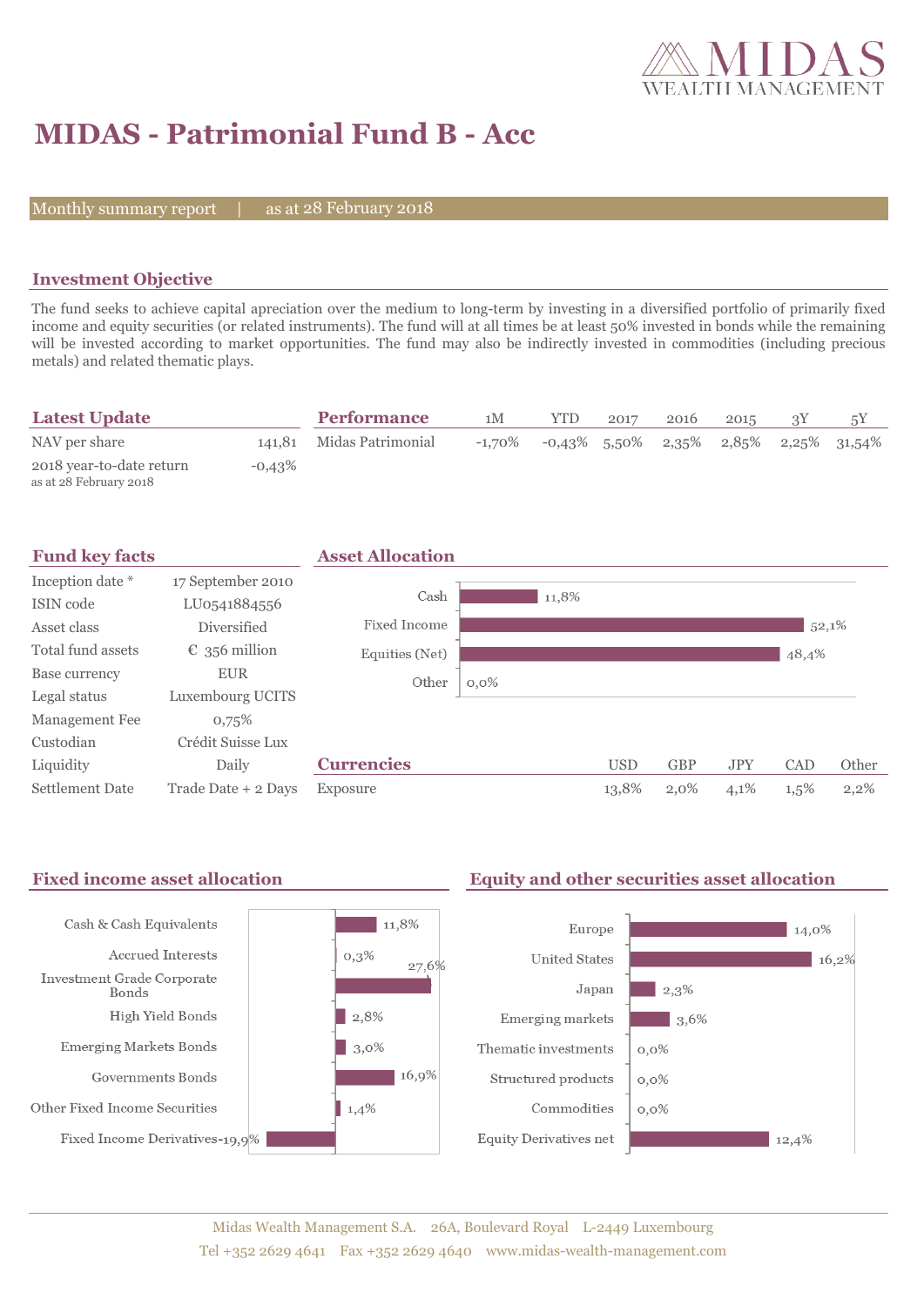# MIDAS - Patrimonial Fund B - Acc

Monthly summary report | as at 28 February 2018

## Investment Objective

The fund seeks to achieve capital apreciation over the medium to long-term by investing in a diversified portfolio of primarily fixed income and equity securities (or related instruments). The fund will at all times be at least 50% invested in bonds while the remaining will be invested according to market opportunities. The fund may also be indirectly invested in commodities (including precious metals) and related thematic plays.

## Latest Update

| | |
|---|---|
| NAV per share | 141,81 |
| 2018 year-to-date return<br>as at 28 February 2018 | -0,43% |

## Performance

| | 1M | YTD | 2017 | 2016 | 2015 | 3Y | 5Y |
|---|---|---|---|---|---|---|---|
| Midas Patrimonial | -1,70% | -0,43% | 5,50% | 2,35% | 2,85% | 2,25% | 31,54% |

## Fund key facts

| | |
|---|---|
| Inception date * | 17 September 2010 |
| ISIN code | LU0541884556 |
| Asset class | Diversified |
| Total fund assets | € 356 million |
| Base currency | EUR |
| Legal status | Luxembourg UCITS |
| Management Fee | 0,75% |
| Custodian | Crédit Suisse Lux |
| Liquidity | Daily |
| Settlement Date | Trade Date + 2 Days |

## Asset Allocation

| | |
|---|---|
| Cash | 11,8% |
| Fixed Income | 52,1% |
| Equities (Net) | 48,4% |
| Other | 0,0% |

## Currencies

| | USD | GBP | JPY | CAD | Other |
|---|---|---|---|---|---|
| Exposure | 13,8% | 2,0% | 4,1% | 1,5% | 2,2% |

## Fixed income asset allocation

| | |
|---|---|
| Cash & Cash Equivalents | 11,8% |
| Accrued Interests | 0,3% |
| Investment Grade Corporate Bonds | 27,6% |
| High Yield Bonds | 2,8% |
| Emerging Markets Bonds | 3,0% |
| Governments Bonds | 16,9% |
| Other Fixed Income Securities | 1,4% |
| Fixed Income Derivatives | -19,9% |

## Equity and other securities asset allocation

| | |
|---|---|
| Europe | 14,0% |
| United States | 16,2% |
| Japan | 2,3% |
| Emerging markets | 3,6% |
| Thematic investments | 0,0% |
| Structured products | 0,0% |
| Commodities | 0,0% |
| Equity Derivatives net | 12,4% |

Midas Wealth Management S.A. 26A, Boulevard Royal L-2449 Luxembourg
Tel +352 2629 4641 Fax +352 2629 4640 www.midas-wealth-management.com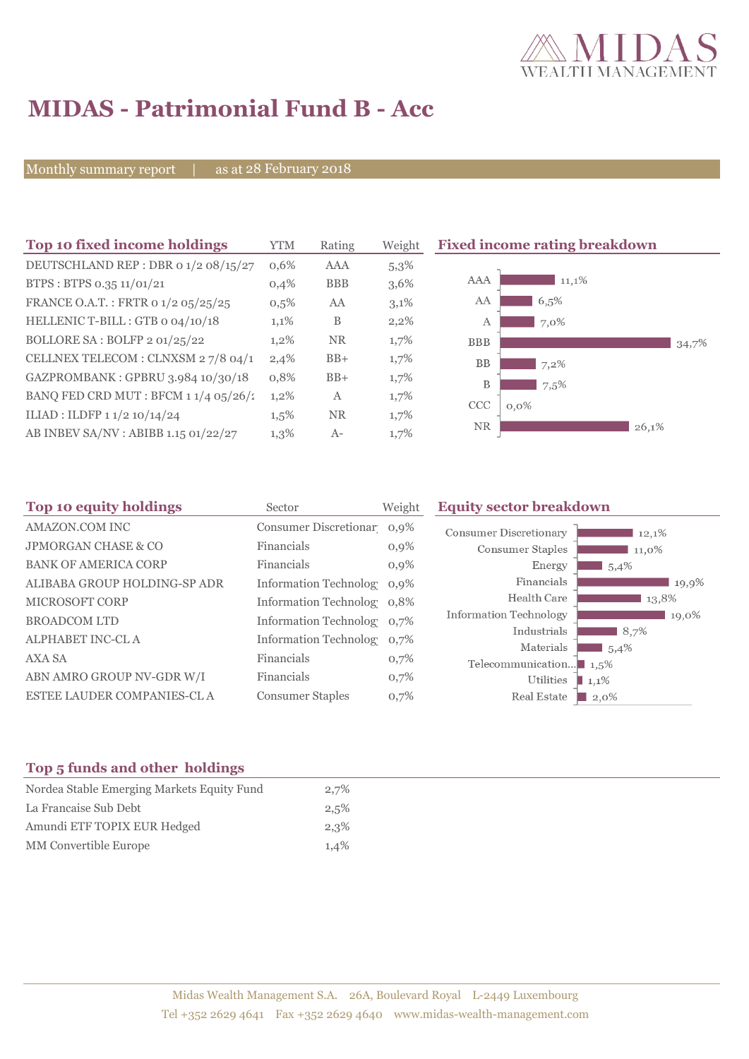# MIDAS - Patrimonial Fund B - Acc

Monthly summary report | as at 28 February 2018

## Top 10 fixed income holdings

| Top 10 fixed income holdings | YTM | Rating | Weight |
|---|---|---|---|
| DEUTSCHLAND REP : DBR 0 1/2 08/15/27 | 0,6% | AAA | 5,3% |
| BTPS : BTPS 0.35 11/01/21 | 0,4% | BBB | 3,6% |
| FRANCE O.A.T. : FRTR 0 1/2 05/25/25 | 0,5% | AA | 3,1% |
| HELLENIC T-BILL : GTB 0 04/10/18 | 1,1% | B | 2,2% |
| BOLLORE SA : BOLFP 2 01/25/22 | 1,2% | NR | 1,7% |
| CELLNEX TELECOM : CLNXSM 2 7/8 04/1 | 2,4% | BB+ | 1,7% |
| GAZPROMBANK : GPBRU 3.984 10/30/18 | 0,8% | BB+ | 1,7% |
| BANQ FED CRD MUT : BFCM 1 1/4 05/26/2 | 1,2% | A | 1,7% |
| ILIAD : ILDFP 1 1/2 10/14/24 | 1,5% | NR | 1,7% |
| AB INBEV SA/NV : ABIBB 1.15 01/22/27 | 1,3% | A- | 1,7% |

## Fixed income rating breakdown

| Rating | Weight |
|---|---|
| AAA | 11,1% |
| AA | 6,5% |
| A | 7,0% |
| BBB | 34,7% |
| BB | 7,2% |
| B | 7,5% |
| CCC | 0,0% |
| NR | 26,1% |

## Top 10 equity holdings

| Top 10 equity holdings | Sector | Weight |
|---|---|---|
| AMAZON.COM INC | Consumer Discretionar | 0,9% |
| JPMORGAN CHASE & CO | Financials | 0,9% |
| BANK OF AMERICA CORP | Financials | 0,9% |
| ALIBABA GROUP HOLDING-SP ADR | Information Technolog | 0,9% |
| MICROSOFT CORP | Information Technolog | 0,8% |
| BROADCOM LTD | Information Technolog | 0,7% |
| ALPHABET INC-CL A | Information Technolog | 0,7% |
| AXA SA | Financials | 0,7% |
| ABN AMRO GROUP NV-GDR W/I | Financials | 0,7% |
| ESTEE LAUDER COMPANIES-CL A | Consumer Staples | 0,7% |

## Equity sector breakdown

| Sector | Weight |
|---|---|
| Consumer Discretionary | 12,1% |
| Consumer Staples | 11,0% |
| Energy | 5,4% |
| Financials | 19,9% |
| Health Care | 13,8% |
| Information Technology | 19,0% |
| Industrials | 8,7% |
| Materials | 5,4% |
| Telecommunication... | 1,5% |
| Utilities | 1,1% |
| Real Estate | 2,0% |

## Top 5 funds and other holdings

| Holding | Weight |
|---|---|
| Nordea Stable Emerging Markets Equity Fund | 2,7% |
| La Francaise Sub Debt | 2,5% |
| Amundi ETF TOPIX EUR Hedged | 2,3% |
| MM Convertible Europe | 1,4% |

Midas Wealth Management S.A. 26A, Boulevard Royal L-2449 Luxembourg
Tel +352 2629 4641 Fax +352 2629 4640 www.midas-wealth-management.com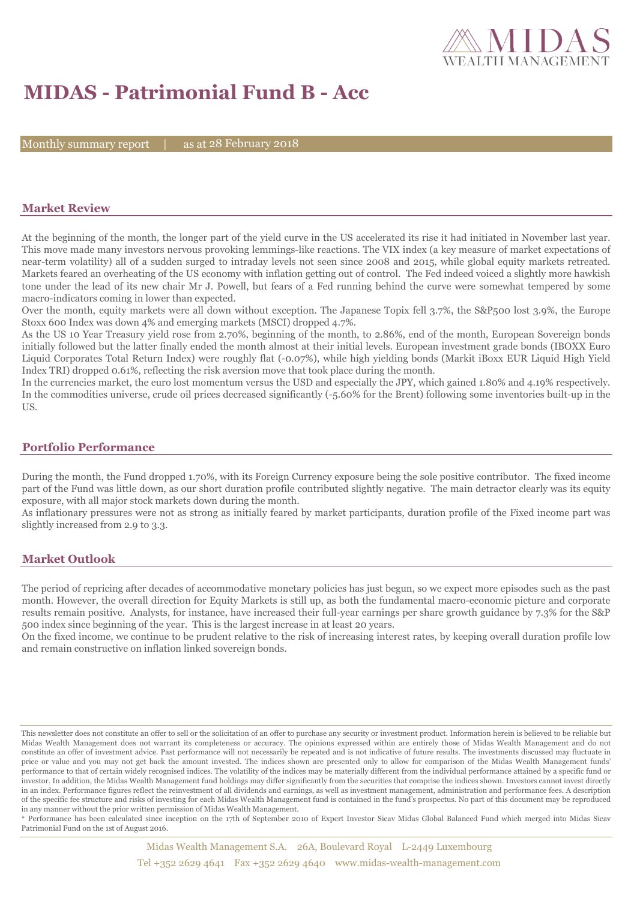# MIDAS - Patrimonial Fund B - Acc

Monthly summary report | as at 28 February 2018

## Market Review

At the beginning of the month, the longer part of the yield curve in the US accelerated its rise it had initiated in November last year. This move made many investors nervous provoking lemmings-like reactions. The VIX index (a key measure of market expectations of near-term volatility) all of a sudden surged to intraday levels not seen since 2008 and 2015, while global equity markets retreated. Markets feared an overheating of the US economy with inflation getting out of control. The Fed indeed voiced a slightly more hawkish tone under the lead of its new chair Mr J. Powell, but fears of a Fed running behind the curve were somewhat tempered by some macro-indicators coming in lower than expected.

Over the month, equity markets were all down without exception. The Japanese Topix fell 3.7%, the S&P500 lost 3.9%, the Europe Stoxx 600 Index was down 4% and emerging markets (MSCI) dropped 4.7%.

As the US 10 Year Treasury yield rose from 2.70%, beginning of the month, to 2.86%, end of the month, European Sovereign bonds initially followed but the latter finally ended the month almost at their initial levels. European investment grade bonds (IBOXX Euro Liquid Corporates Total Return Index) were roughly flat (-0.07%), while high yielding bonds (Markit iBoxx EUR Liquid High Yield Index TRI) dropped 0.61%, reflecting the risk aversion move that took place during the month.

In the currencies market, the euro lost momentum versus the USD and especially the JPY, which gained 1.80% and 4.19% respectively. In the commodities universe, crude oil prices decreased significantly (-5.60% for the Brent) following some inventories built-up in the US.

## Portfolio Performance

During the month, the Fund dropped 1.70%, with its Foreign Currency exposure being the sole positive contributor. The fixed income part of the Fund was little down, as our short duration profile contributed slightly negative. The main detractor clearly was its equity exposure, with all major stock markets down during the month.

As inflationary pressures were not as strong as initially feared by market participants, duration profile of the Fixed income part was slightly increased from 2.9 to 3.3.

## Market Outlook

The period of repricing after decades of accommodative monetary policies has just begun, so we expect more episodes such as the past month. However, the overall direction for Equity Markets is still up, as both the fundamental macro-economic picture and corporate results remain positive. Analysts, for instance, have increased their full-year earnings per share growth guidance by 7.3% for the S&P 500 index since beginning of the year. This is the largest increase in at least 20 years.

On the fixed income, we continue to be prudent relative to the risk of increasing interest rates, by keeping overall duration profile low and remain constructive on inflation linked sovereign bonds.

This newsletter does not constitute an offer to sell or the solicitation of an offer to purchase any security or investment product. Information herein is believed to be reliable but Midas Wealth Management does not warrant its completeness or accuracy. The opinions expressed within are entirely those of Midas Wealth Management and do not constitute an offer of investment advice. Past performance will not necessarily be repeated and is not indicative of future results. The investments discussed may fluctuate in price or value and you may not get back the amount invested. The indices shown are presented only to allow for comparison of the Midas Wealth Management funds' performance to that of certain widely recognised indices. The volatility of the indices may be materially different from the individual performance attained by a specific fund or investor. In addition, the Midas Wealth Management fund holdings may differ significantly from the securities that comprise the indices shown. Investors cannot invest directly in an index. Performance figures reflect the reinvestment of all dividends and earnings, as well as investment management, administration and performance fees. A description of the specific fee structure and risks of investing for each Midas Wealth Management fund is contained in the fund's prospectus. No part of this document may be reproduced in any manner without the prior written permission of Midas Wealth Management.

* Performance has been calculated since inception on the 17th of September 2010 of Expert Investor Sicav Midas Global Balanced Fund which merged into Midas Sicav Patrimonial Fund on the 1st of August 2016.

Midas Wealth Management S.A. 26A, Boulevard Royal L-2449 Luxembourg

Tel +352 2629 4641 Fax +352 2629 4640 www.midas-wealth-management.com